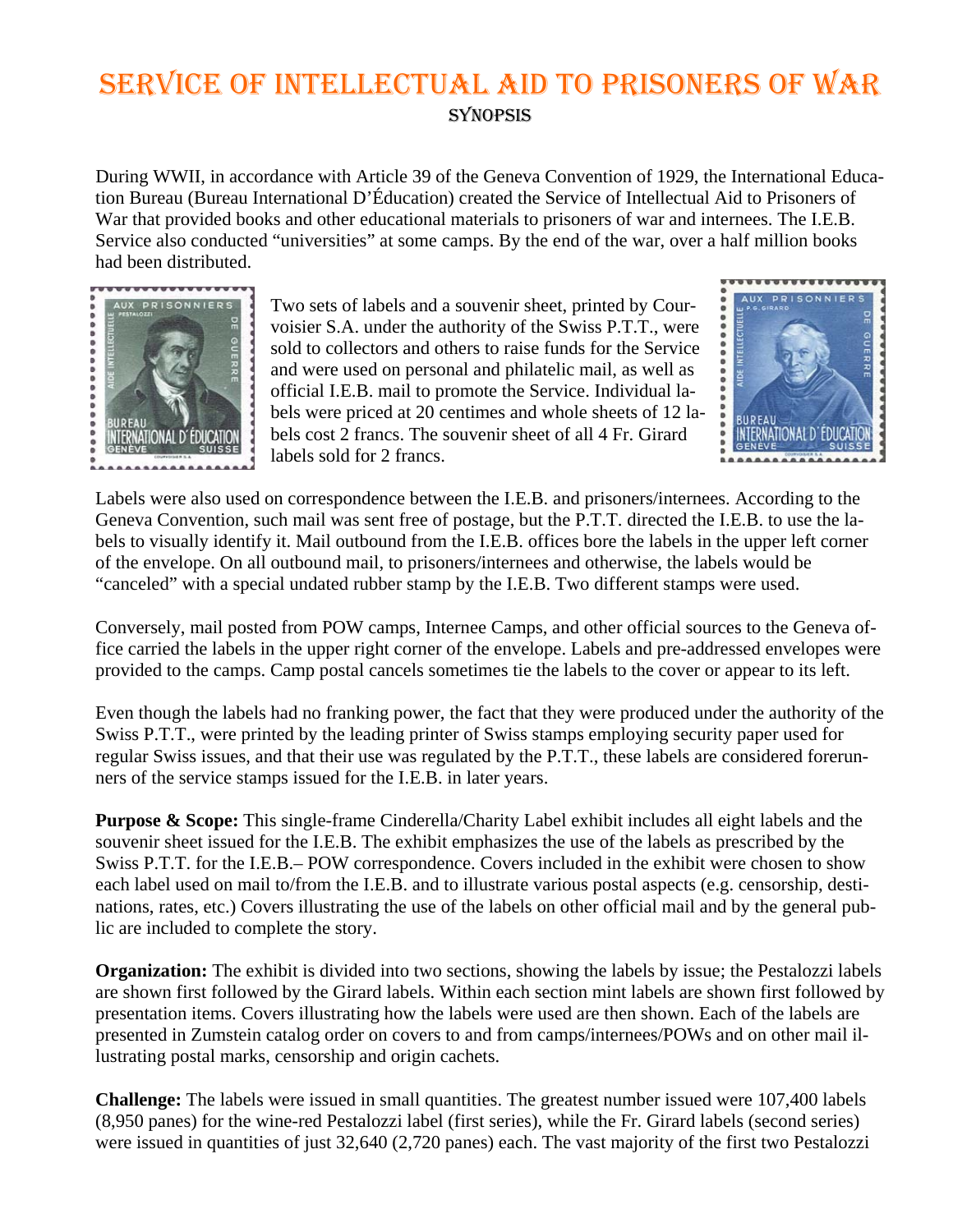# Service of Intellectual Aid to Prisoners of War

## Synopsis

During WWII, in accordance with Article 39 of the Geneva Convention of 1929, the International Education Bureau (Bureau International D'Éducation) created the Service of Intellectual Aid to Prisoners of War that provided books and other educational materials to prisoners of war and internees. The I.E.B. Service also conducted "universities" at some camps. By the end of the war, over a half million books had been distributed.

Two sets of labels and a souvenir sheet, printed by Courvoisier S.A. under the authority of the Swiss P.T.T., were sold to collectors and others to raise funds for the Service and were used on personal and philatelic mail, as well as official I.E.B. mail to promote the Service. Individual labels were priced at 20 centimes and whole sheets of 12 labels cost 2 francs. The souvenir sheet of all 4 Fr. Girard labels sold for 2 francs.

Labels were also used on correspondence between the I.E.B. and prisoners/internees. According to the Geneva Convention, such mail was sent free of postage, but the P.T.T. directed the I.E.B. to use the labels to visually identify it. Mail outbound from the I.E.B. offices bore the labels in the upper left corner of the envelope. On all outbound mail, to prisoners/internees and otherwise, the labels would be "canceled" with a special undated rubber stamp by the I.E.B. Two different stamps were used.

Conversely, mail posted from POW camps, Internee Camps, and other official sources to the Geneva office carried the labels in the upper right corner of the envelope. Labels and pre-addressed envelopes were provided to the camps. Camp postal cancels sometimes tie the labels to the cover or appear to its left.

Even though the labels had no franking power, the fact that they were produced under the authority of the Swiss P.T.T., were printed by the leading printer of Swiss stamps employing security paper used for regular Swiss issues, and that their use was regulated by the P.T.T., these labels are considered forerunners of the service stamps issued for the I.E.B. in later years.

**Purpose & Scope:** This single-frame Cinderella/Charity Label exhibit includes all eight labels and the souvenir sheet issued for the I.E.B. The exhibit emphasizes the use of the labels as prescribed by the Swiss P.T.T. for the I.E.B.– POW correspondence. Covers included in the exhibit were chosen to show each label used on mail to/from the I.E.B. and to illustrate various postal aspects (e.g. censorship, destinations, rates, etc.) Covers illustrating the use of the labels on other official mail and by the general public are included to complete the story.

**Organization:** The exhibit is divided into two sections, showing the labels by issue; the Pestalozzi labels are shown first followed by the Girard labels. Within each section mint labels are shown first followed by presentation items. Covers illustrating how the labels were used are then shown. Each of the labels are presented in Zumstein catalog order on covers to and from camps/internees/POWs and on other mail illustrating postal marks, censorship and origin cachets.

**Challenge:** The labels were issued in small quantities. The greatest number issued were 107,400 labels (8,950 panes) for the wine-red Pestalozzi label (first series), while the Fr. Girard labels (second series) were issued in quantities of just 32,640 (2,720 panes) each. The vast majority of the first two Pestalozzi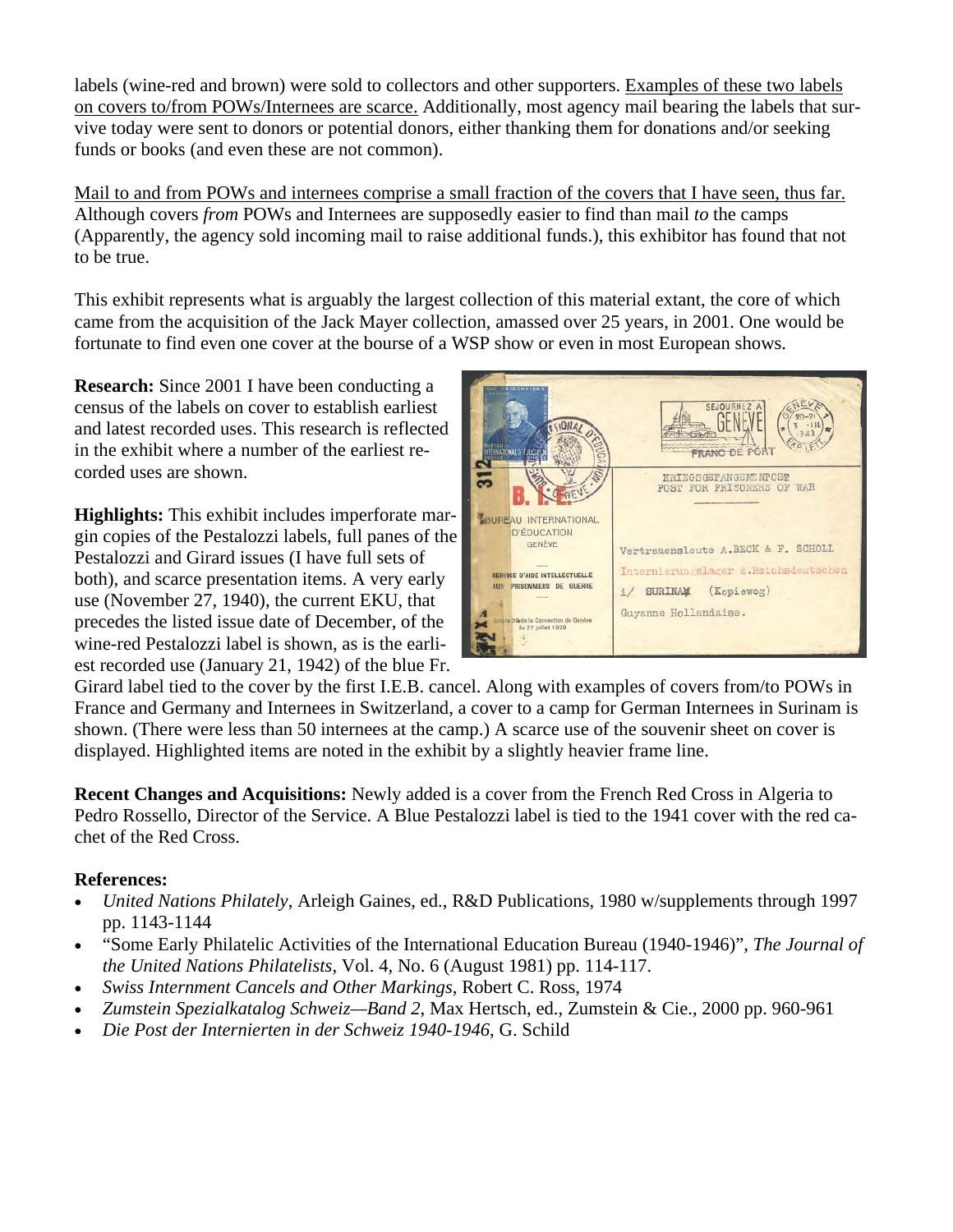labels (wine-red and brown) were sold to collectors and other supporters. <u>Examples of these two labels on covers to/from POWs/Internees are scarce.</u> Additionally, most agency mail bearing the labels that survive today were sent to donors or potential donors, either thanking them for donations and/or seeking funds or books (and even these are not common).

<u>Mail to and from POWs and internees comprise a small fraction of the covers that I have seen, thus far.</u> Although covers *from* POWs and Internees are supposedly easier to find than mail *to* the camps (Apparently, the agency sold incoming mail to raise additional funds.), this exhibitor has found that not to be true.

This exhibit represents what is arguably the largest collection of this material extant, the core of which came from the acquisition of the Jack Mayer collection, amassed over 25 years, in 2001. One would be fortunate to find even one cover at the bourse of a WSP show or even in most European shows.

**Research:** Since 2001 I have been conducting a census of the labels on cover to establish earliest and latest recorded uses. This research is reflected in the exhibit where a number of the earliest recorded uses are shown.

**Highlights:** This exhibit includes imperforate margin copies of the Pestalozzi labels, full panes of the Pestalozzi and Girard issues (I have full sets of both), and scarce presentation items. A very early use (November 27, 1940), the current EKU, that precedes the listed issue date of December, of the wine-red Pestalozzi label is shown, as is the earliest recorded use (January 21, 1942) of the blue Fr. Girard label tied to the cover by the first I.E.B. cancel. Along with examples of covers from/to POWs in France and Germany and Internees in Switzerland, a cover to a camp for German Internees in Surinam is shown. (There were less than 50 internees at the camp.) A scarce use of the souvenir sheet on cover is displayed. Highlighted items are noted in the exhibit by a slightly heavier frame line.

**Recent Changes and Acquisitions:** Newly added is a cover from the French Red Cross in Algeria to Pedro Rossello, Director of the Service. A Blue Pestalozzi label is tied to the 1941 cover with the red cachet of the Red Cross.

**References:**

- *United Nations Philately*, Arleigh Gaines, ed., R&D Publications, 1980 w/supplements through 1997 pp. 1143-1144
- "Some Early Philatelic Activities of the International Education Bureau (1940-1946)", *The Journal of the United Nations Philatelists*, Vol. 4, No. 6 (August 1981) pp. 114-117.
- *Swiss Internment Cancels and Other Markings*, Robert C. Ross, 1974
- *Zumstein Spezialkatalog Schweiz—Band 2*, Max Hertsch, ed., Zumstein & Cie., 2000 pp. 960-961
- *Die Post der Internierten in der Schweiz 1940-1946*, G. Schild